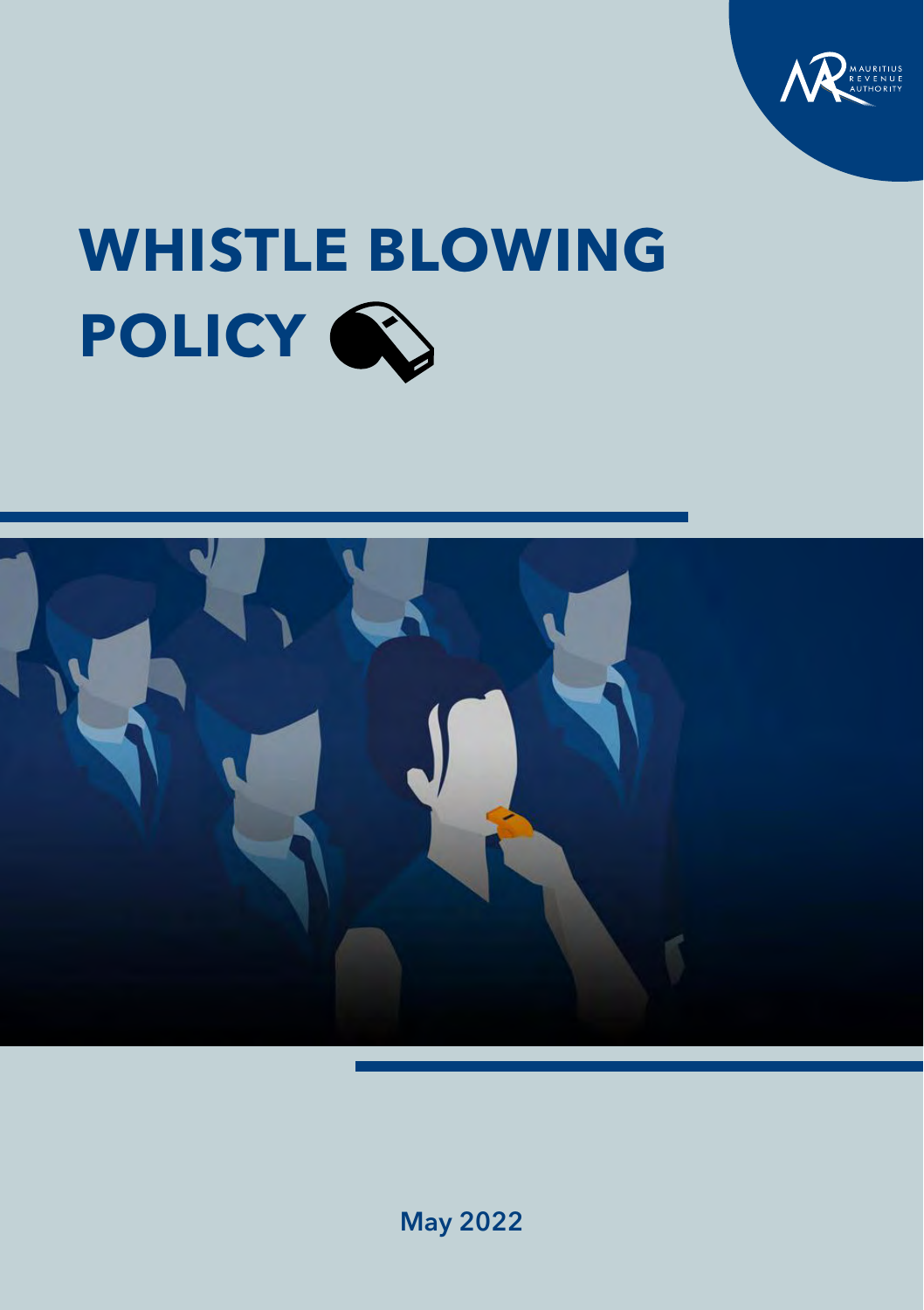MAURITIUS REVENUE AUTHORITY

# WHISTLE BLOWING POLICY

May 2022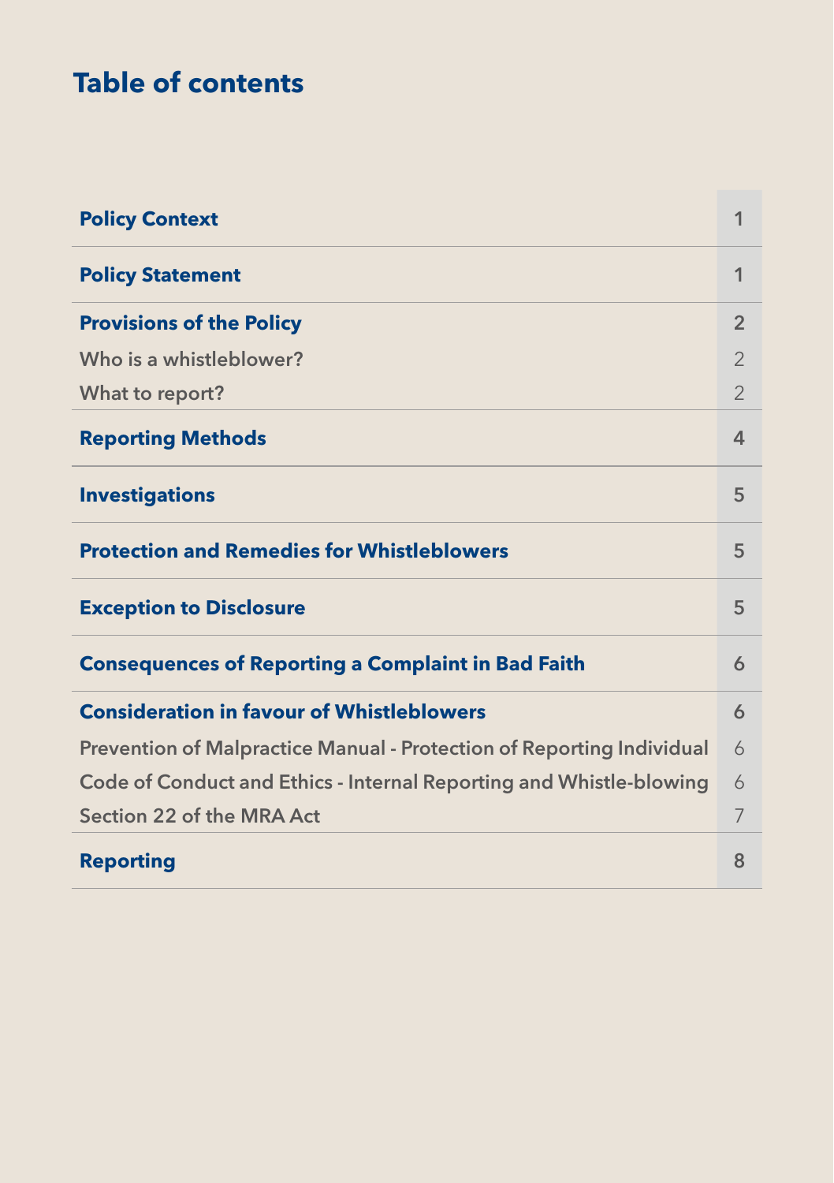# Table of contents

| | |
|---|---|
| **Policy Context** | 1 |
| **Policy Statement** | 1 |
| **Provisions of the Policy** | 2 |
| Who is a whistleblower? | 2 |
| What to report? | 2 |
| **Reporting Methods** | 4 |
| **Investigations** | 5 |
| **Protection and Remedies for Whistleblowers** | 5 |
| **Exception to Disclosure** | 5 |
| **Consequences of Reporting a Complaint in Bad Faith** | 6 |
| **Consideration in favour of Whistleblowers** | 6 |
| Prevention of Malpractice Manual - Protection of Reporting Individual | 6 |
| Code of Conduct and Ethics - Internal Reporting and Whistle-blowing | 6 |
| Section 22 of the MRA Act | 7 |
| **Reporting** | 8 |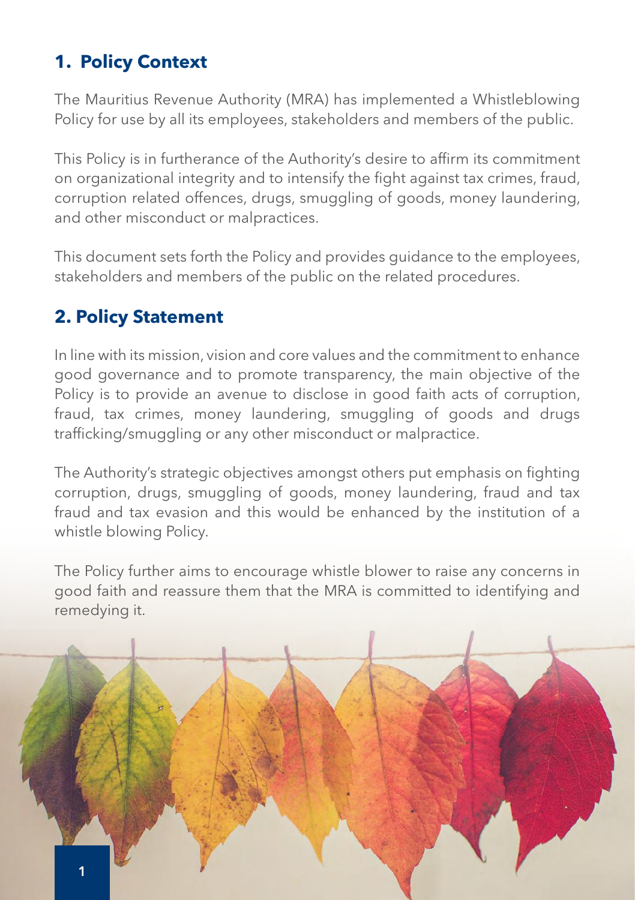## 1. Policy Context

The Mauritius Revenue Authority (MRA) has implemented a Whistleblowing Policy for use by all its employees, stakeholders and members of the public.

This Policy is in furtherance of the Authority's desire to affirm its commitment on organizational integrity and to intensify the fight against tax crimes, fraud, corruption related offences, drugs, smuggling of goods, money laundering, and other misconduct or malpractices.

This document sets forth the Policy and provides guidance to the employees, stakeholders and members of the public on the related procedures.

## 2. Policy Statement

In line with its mission, vision and core values and the commitment to enhance good governance and to promote transparency, the main objective of the Policy is to provide an avenue to disclose in good faith acts of corruption, fraud, tax crimes, money laundering, smuggling of goods and drugs trafficking/smuggling or any other misconduct or malpractice.

The Authority's strategic objectives amongst others put emphasis on fighting corruption, drugs, smuggling of goods, money laundering, fraud and tax fraud and tax evasion and this would be enhanced by the institution of a whistle blowing Policy.

The Policy further aims to encourage whistle blower to raise any concerns in good faith and reassure them that the MRA is committed to identifying and remedying it.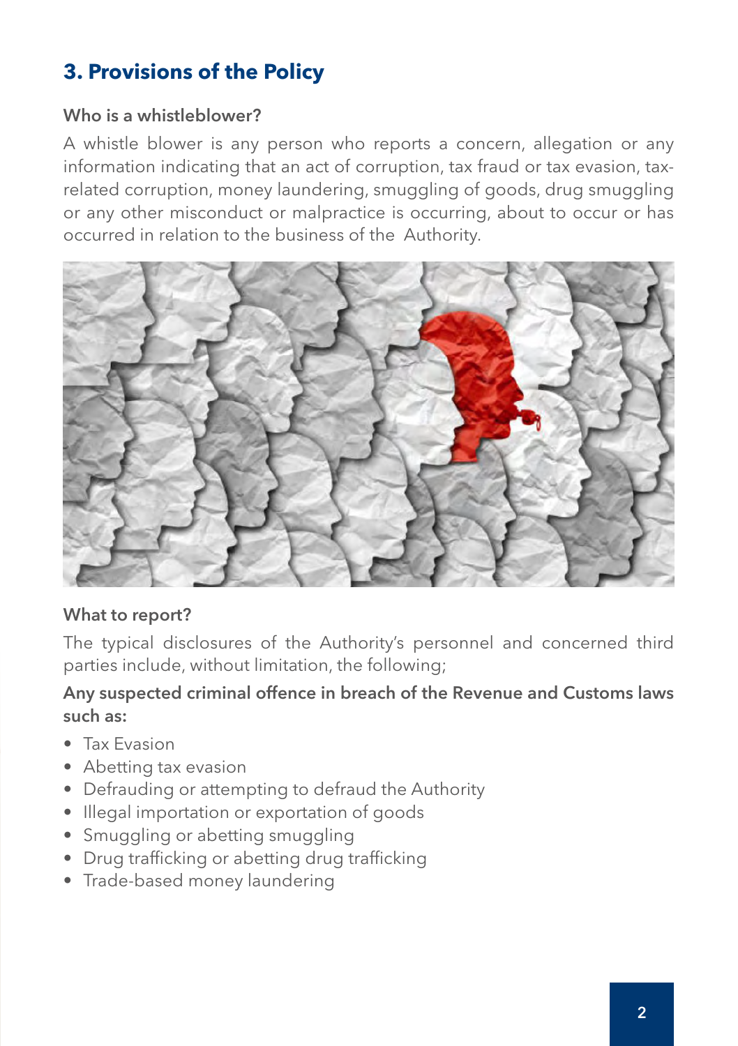## 3. Provisions of the Policy

### Who is a whistleblower?

A whistle blower is any person who reports a concern, allegation or any information indicating that an act of corruption, tax fraud or tax evasion, tax-related corruption, money laundering, smuggling of goods, drug smuggling or any other misconduct or malpractice is occurring, about to occur or has occurred in relation to the business of the Authority.

### What to report?

The typical disclosures of the Authority's personnel and concerned third parties include, without limitation, the following;

**Any suspected criminal offence in breach of the Revenue and Customs laws such as:**

- Tax Evasion
- Abetting tax evasion
- Defrauding or attempting to defraud the Authority
- Illegal importation or exportation of goods
- Smuggling or abetting smuggling
- Drug trafficking or abetting drug trafficking
- Trade-based money laundering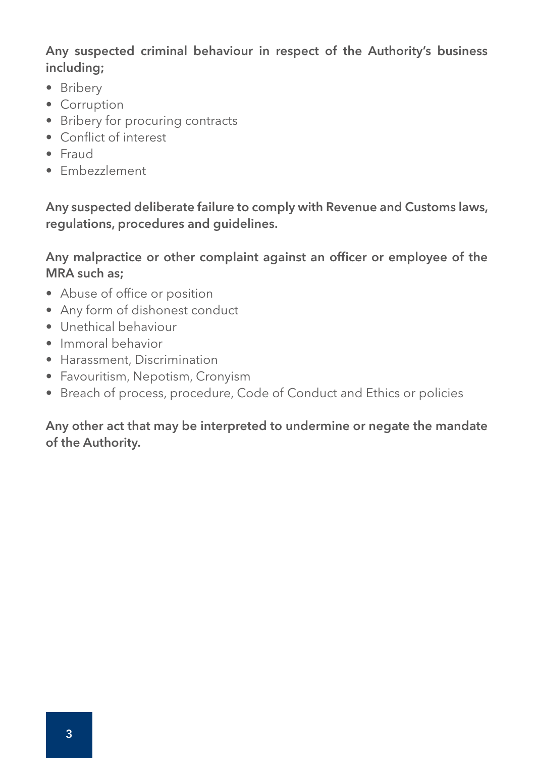**Any suspected criminal behaviour in respect of the Authority's business including;**

- Bribery
- Corruption
- Bribery for procuring contracts
- Conflict of interest
- Fraud
- Embezzlement

**Any suspected deliberate failure to comply with Revenue and Customs laws, regulations, procedures and guidelines.**

**Any malpractice or other complaint against an officer or employee of the MRA such as;**

- Abuse of office or position
- Any form of dishonest conduct
- Unethical behaviour
- Immoral behavior
- Harassment, Discrimination
- Favouritism, Nepotism, Cronyism
- Breach of process, procedure, Code of Conduct and Ethics or policies

**Any other act that may be interpreted to undermine or negate the mandate of the Authority.**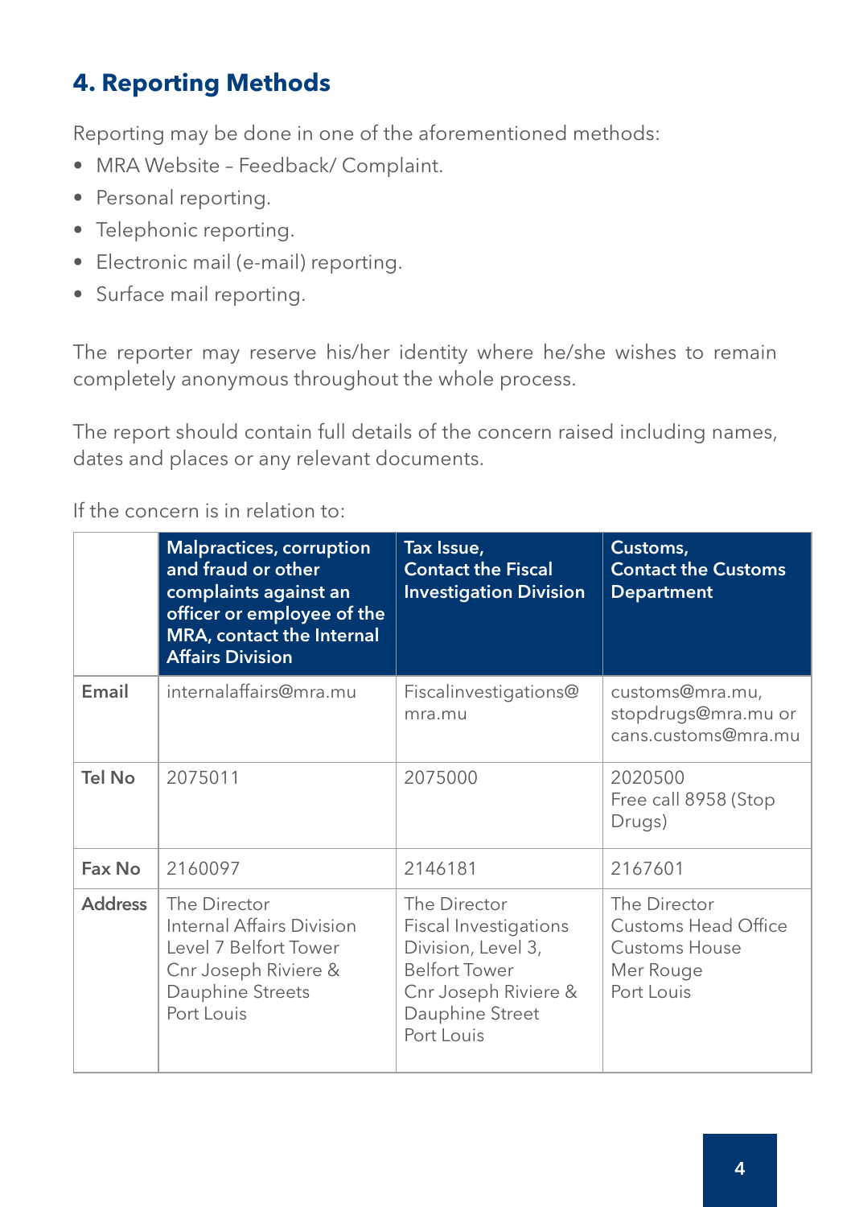## 4. Reporting Methods

Reporting may be done in one of the aforementioned methods:

- MRA Website – Feedback/ Complaint.
- Personal reporting.
- Telephonic reporting.
- Electronic mail (e-mail) reporting.
- Surface mail reporting.

The reporter may reserve his/her identity where he/she wishes to remain completely anonymous throughout the whole process.

The report should contain full details of the concern raised including names, dates and places or any relevant documents.

If the concern is in relation to:

| | **Malpractices, corruption and fraud or other complaints against an officer or employee of the MRA, contact the Internal Affairs Division** | **Tax Issue, Contact the Fiscal Investigation Division** | **Customs, Contact the Customs Department** |
|---|---|---|---|
| **Email** | internalaffairs@mra.mu | Fiscalinvestigations@mra.mu | customs@mra.mu, stopdrugs@mra.mu or cans.customs@mra.mu |
| **Tel No** | 2075011 | 2075000 | 2020500<br>Free call 8958 (Stop Drugs) |
| **Fax No** | 2160097 | 2146181 | 2167601 |
| **Address** | The Director<br>Internal Affairs Division<br>Level 7 Belfort Tower<br>Cnr Joseph Riviere & Dauphine Streets<br>Port Louis | The Director<br>Fiscal Investigations Division, Level 3,<br>Belfort Tower<br>Cnr Joseph Riviere & Dauphine Street<br>Port Louis | The Director<br>Customs Head Office<br>Customs House<br>Mer Rouge<br>Port Louis |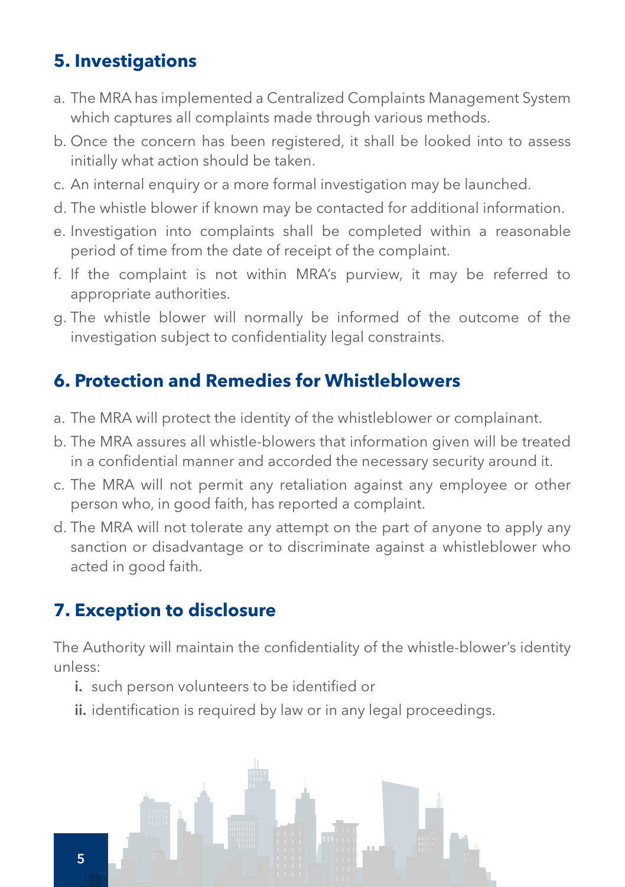## 5. Investigations

a. The MRA has implemented a Centralized Complaints Management System which captures all complaints made through various methods.

b. Once the concern has been registered, it shall be looked into to assess initially what action should be taken.

c. An internal enquiry or a more formal investigation may be launched.

d. The whistle blower if known may be contacted for additional information.

e. Investigation into complaints shall be completed within a reasonable period of time from the date of receipt of the complaint.

f. If the complaint is not within MRA's purview, it may be referred to appropriate authorities.

g. The whistle blower will normally be informed of the outcome of the investigation subject to confidentiality legal constraints.

## 6. Protection and Remedies for Whistleblowers

a. The MRA will protect the identity of the whistleblower or complainant.

b. The MRA assures all whistle-blowers that information given will be treated in a confidential manner and accorded the necessary security around it.

c. The MRA will not permit any retaliation against any employee or other person who, in good faith, has reported a complaint.

d. The MRA will not tolerate any attempt on the part of anyone to apply any sanction or disadvantage or to discriminate against a whistleblower who acted in good faith.

## 7. Exception to disclosure

The Authority will maintain the confidentiality of the whistle-blower's identity unless:

**i.** such person volunteers to be identified or

**ii.** identification is required by law or in any legal proceedings.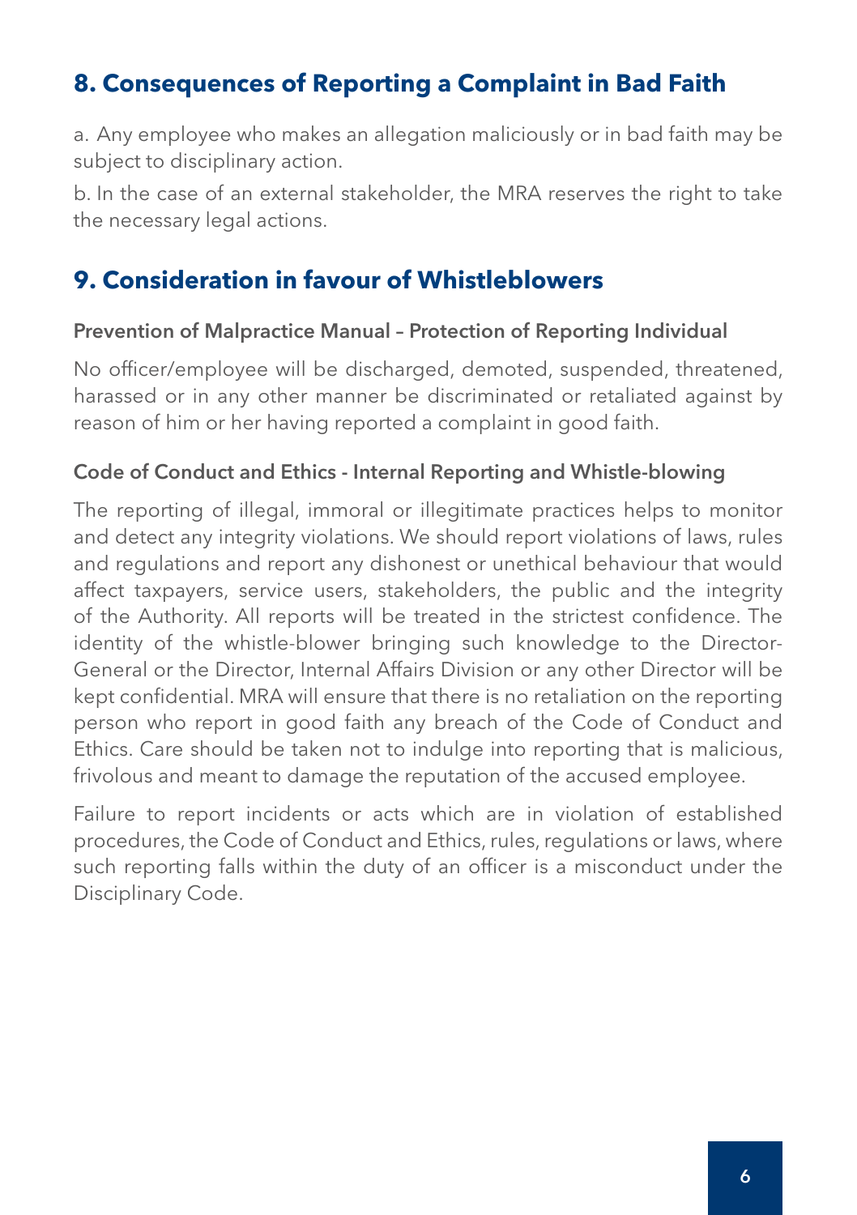## 8. Consequences of Reporting a Complaint in Bad Faith

a. Any employee who makes an allegation maliciously or in bad faith may be subject to disciplinary action.

b. In the case of an external stakeholder, the MRA reserves the right to take the necessary legal actions.

## 9. Consideration in favour of Whistleblowers

### Prevention of Malpractice Manual – Protection of Reporting Individual

No officer/employee will be discharged, demoted, suspended, threatened, harassed or in any other manner be discriminated or retaliated against by reason of him or her having reported a complaint in good faith.

### Code of Conduct and Ethics - Internal Reporting and Whistle-blowing

The reporting of illegal, immoral or illegitimate practices helps to monitor and detect any integrity violations. We should report violations of laws, rules and regulations and report any dishonest or unethical behaviour that would affect taxpayers, service users, stakeholders, the public and the integrity of the Authority. All reports will be treated in the strictest confidence. The identity of the whistle-blower bringing such knowledge to the Director-General or the Director, Internal Affairs Division or any other Director will be kept confidential. MRA will ensure that there is no retaliation on the reporting person who report in good faith any breach of the Code of Conduct and Ethics. Care should be taken not to indulge into reporting that is malicious, frivolous and meant to damage the reputation of the accused employee.

Failure to report incidents or acts which are in violation of established procedures, the Code of Conduct and Ethics, rules, regulations or laws, where such reporting falls within the duty of an officer is a misconduct under the Disciplinary Code.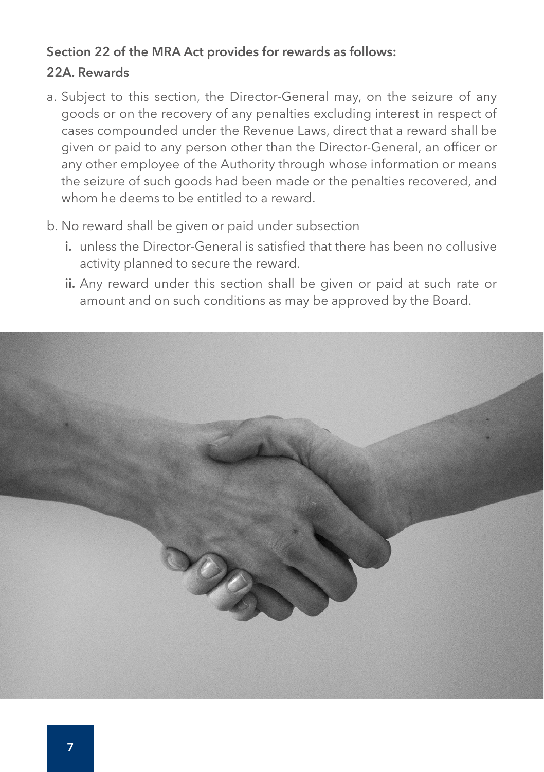**Section 22 of the MRA Act provides for rewards as follows:**

**22A. Rewards**

a. Subject to this section, the Director-General may, on the seizure of any goods or on the recovery of any penalties excluding interest in respect of cases compounded under the Revenue Laws, direct that a reward shall be given or paid to any person other than the Director-General, an officer or any other employee of the Authority through whose information or means the seizure of such goods had been made or the penalties recovered, and whom he deems to be entitled to a reward.

b. No reward shall be given or paid under subsection

   **i.** unless the Director-General is satisfied that there has been no collusive activity planned to secure the reward.

   **ii.** Any reward under this section shall be given or paid at such rate or amount and on such conditions as may be approved by the Board.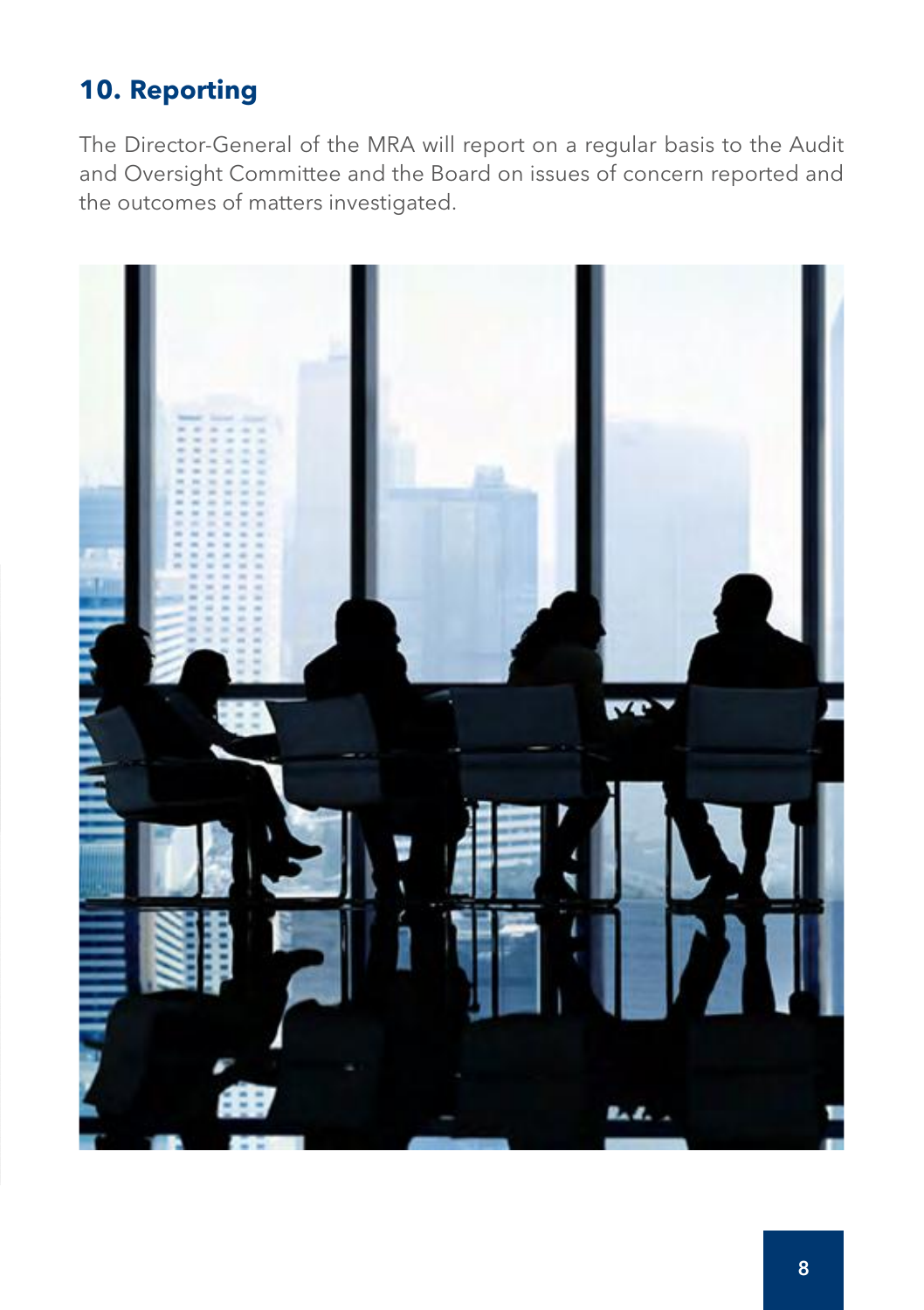## 10. Reporting

The Director-General of the MRA will report on a regular basis to the Audit and Oversight Committee and the Board on issues of concern reported and the outcomes of matters investigated.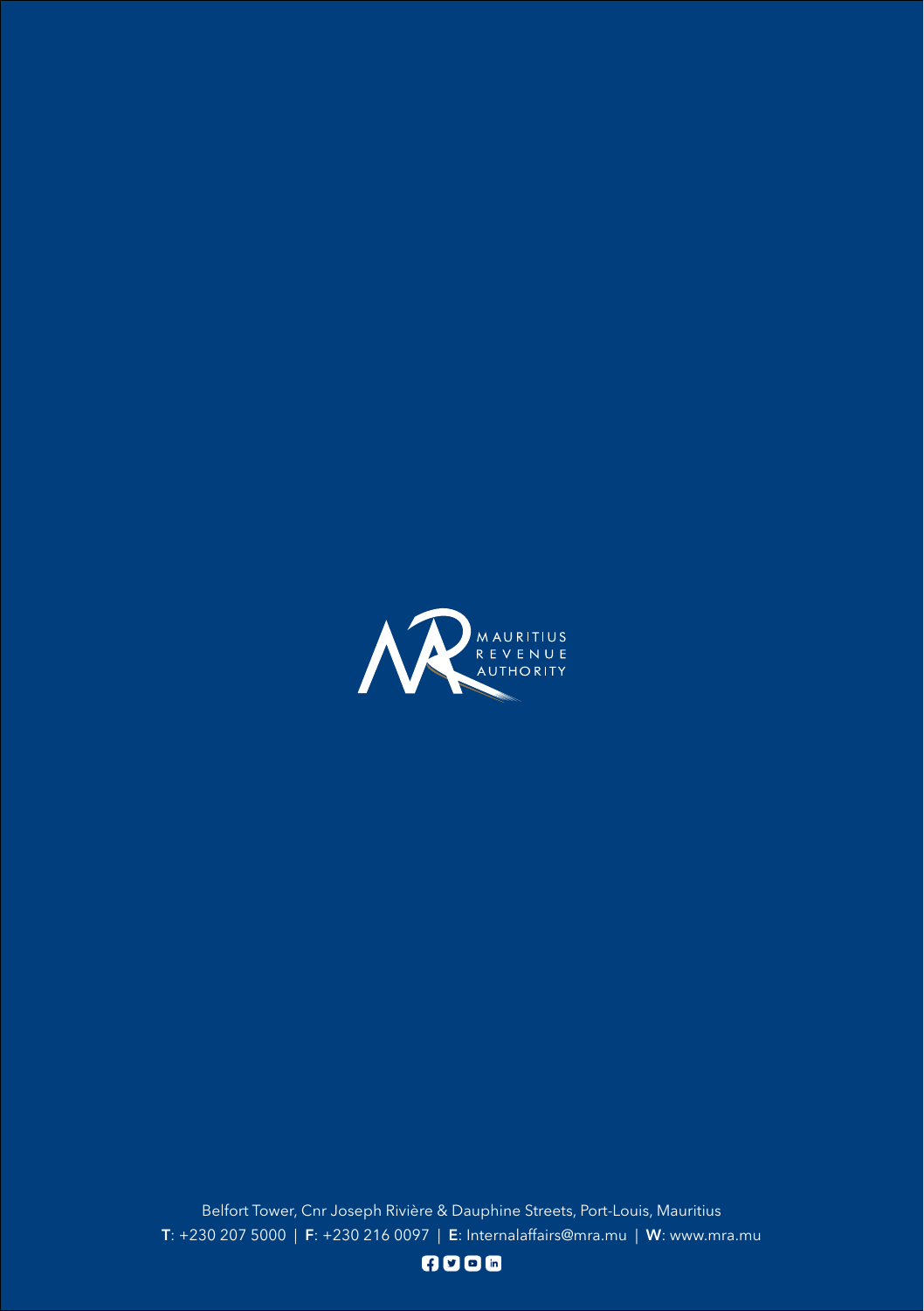MAURITIUS
REVENUE
AUTHORITY

Belfort Tower, Cnr Joseph Rivière & Dauphine Streets, Port-Louis, Mauritius

**T**: +230 207 5000 | **F**: +230 216 0097 | **E**: Internalaffairs@mra.mu | **W**: www.mra.mu